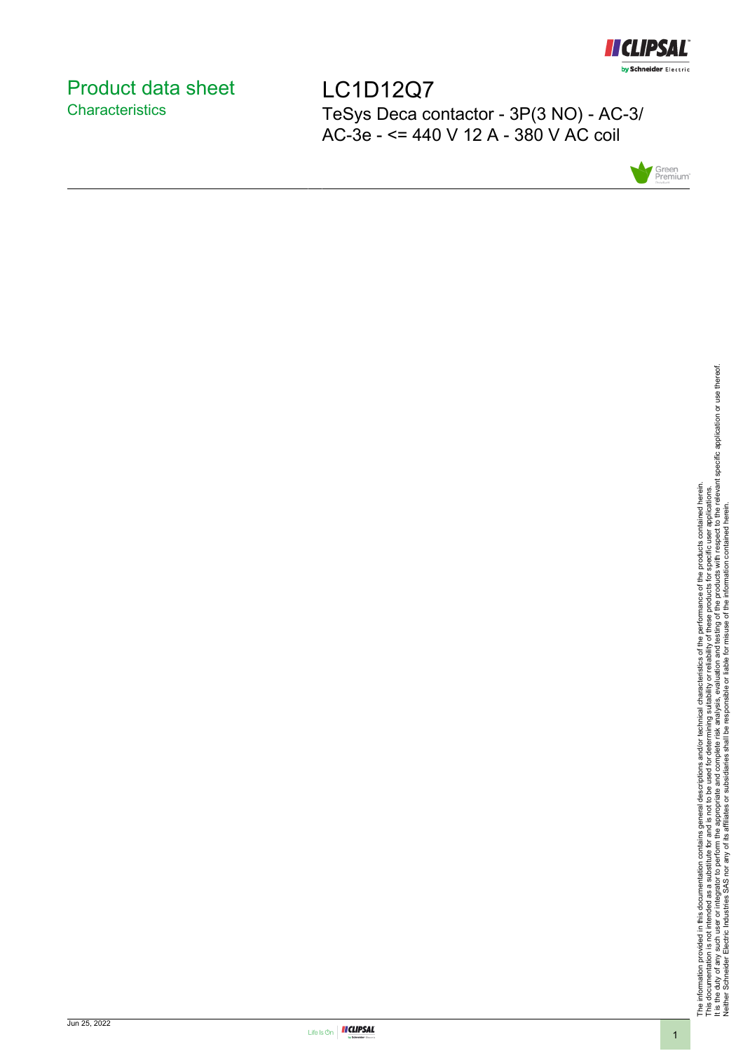# Product data sheet

## Characteristics

# LC1D12Q7

TeSys Deca contactor - 3P(3 NO) - AC-3/ AC-3e - <= 440 V 12 A - 380 V AC coil

The information provided in this documentation contains general descriptions and/or technical characteristics of the performance of the products contained herein.
This documentation is not intended as a substitute for and is not to be used for determining suitability or reliability of these products for specific user applications.
It is the duty of any such user or integrator to perform the appropriate and complete risk analysis, evaluation and testing of the products with respect to the relevant specific application or use thereof.
Neither Schneider Electric Industries SAS nor any of its affiliates or subsidiaries shall be responsible or liable for misuse of the information contained herein.

Jun 25, 2022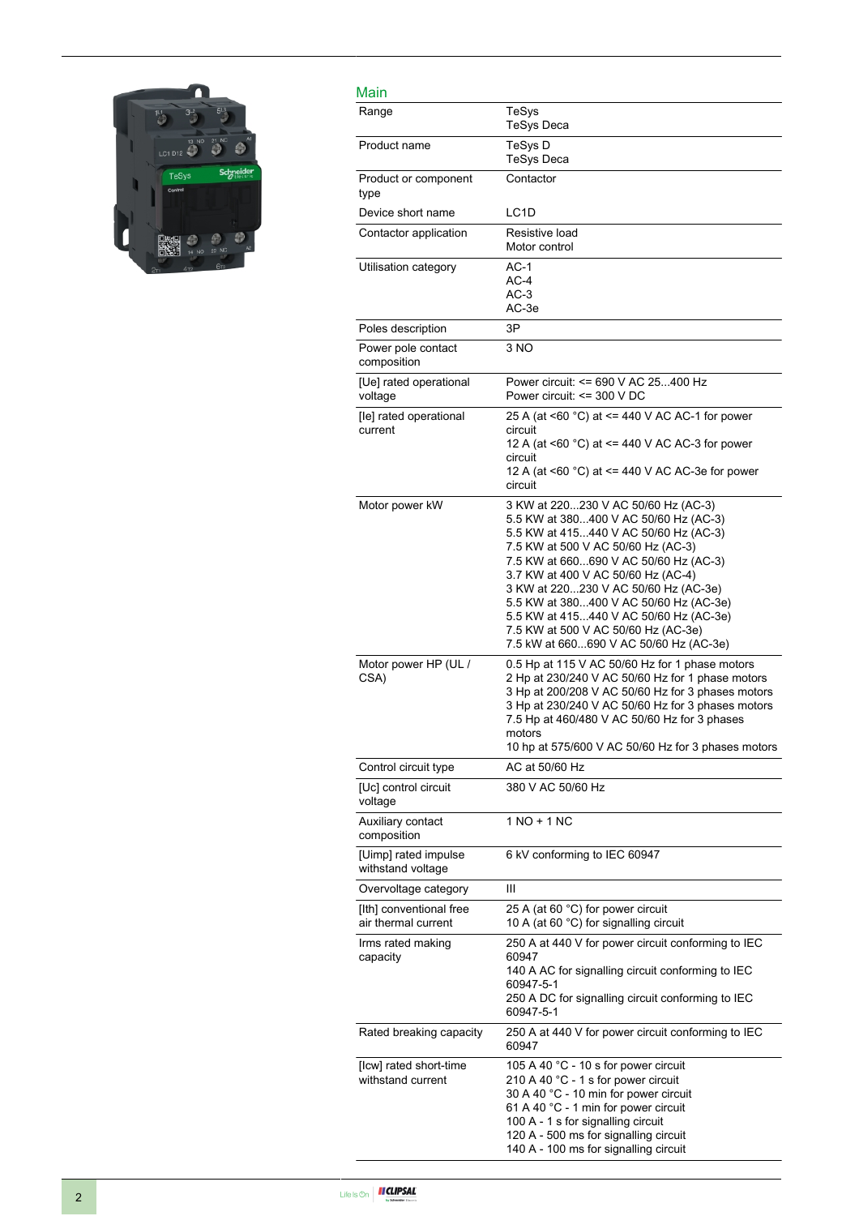## Main

| | |
|---|---|
| Range | TeSys<br>TeSys Deca |
| Product name | TeSys D<br>TeSys Deca |
| Product or component type | Contactor |
| Device short name | LC1D |
| Contactor application | Resistive load<br>Motor control |
| Utilisation category | AC-1<br>AC-4<br>AC-3<br>AC-3e |
| Poles description | 3P |
| Power pole contact composition | 3 NO |
| [Ue] rated operational voltage | Power circuit: <= 690 V AC 25...400 Hz<br>Power circuit: <= 300 V DC |
| [Ie] rated operational current | 25 A (at <60 °C) at <= 440 V AC AC-1 for power circuit<br>12 A (at <60 °C) at <= 440 V AC AC-3 for power circuit<br>12 A (at <60 °C) at <= 440 V AC AC-3e for power circuit |
| Motor power kW | 3 KW at 220...230 V AC 50/60 Hz (AC-3)<br>5.5 KW at 380...400 V AC 50/60 Hz (AC-3)<br>5.5 KW at 415...440 V AC 50/60 Hz (AC-3)<br>7.5 KW at 500 V AC 50/60 Hz (AC-3)<br>7.5 KW at 660...690 V AC 50/60 Hz (AC-3)<br>3.7 KW at 400 V AC 50/60 Hz (AC-4)<br>3 KW at 220...230 V AC 50/60 Hz (AC-3e)<br>5.5 KW at 380...400 V AC 50/60 Hz (AC-3e)<br>5.5 KW at 415...440 V AC 50/60 Hz (AC-3e)<br>7.5 KW at 500 V AC 50/60 Hz (AC-3e)<br>7.5 kW at 660...690 V AC 50/60 Hz (AC-3e) |
| Motor power HP (UL / CSA) | 0.5 Hp at 115 V AC 50/60 Hz for 1 phase motors<br>2 Hp at 230/240 V AC 50/60 Hz for 1 phase motors<br>3 Hp at 200/208 V AC 50/60 Hz for 3 phases motors<br>3 Hp at 230/240 V AC 50/60 Hz for 3 phases motors<br>7.5 Hp at 460/480 V AC 50/60 Hz for 3 phases motors<br>10 hp at 575/600 V AC 50/60 Hz for 3 phases motors |
| Control circuit type | AC at 50/60 Hz |
| [Uc] control circuit voltage | 380 V AC 50/60 Hz |
| Auxiliary contact composition | 1 NO + 1 NC |
| [Uimp] rated impulse withstand voltage | 6 kV conforming to IEC 60947 |
| Overvoltage category | III |
| [Ith] conventional free air thermal current | 25 A (at 60 °C) for power circuit<br>10 A (at 60 °C) for signalling circuit |
| Irms rated making capacity | 250 A at 440 V for power circuit conforming to IEC 60947<br>140 A AC for signalling circuit conforming to IEC 60947-5-1<br>250 A DC for signalling circuit conforming to IEC 60947-5-1 |
| Rated breaking capacity | 250 A at 440 V for power circuit conforming to IEC 60947 |
| [Icw] rated short-time withstand current | 105 A 40 °C - 10 s for power circuit<br>210 A 40 °C - 1 s for power circuit<br>30 A 40 °C - 10 min for power circuit<br>61 A 40 °C - 1 min for power circuit<br>100 A - 1 s for signalling circuit<br>120 A - 500 ms for signalling circuit<br>140 A - 100 ms for signalling circuit |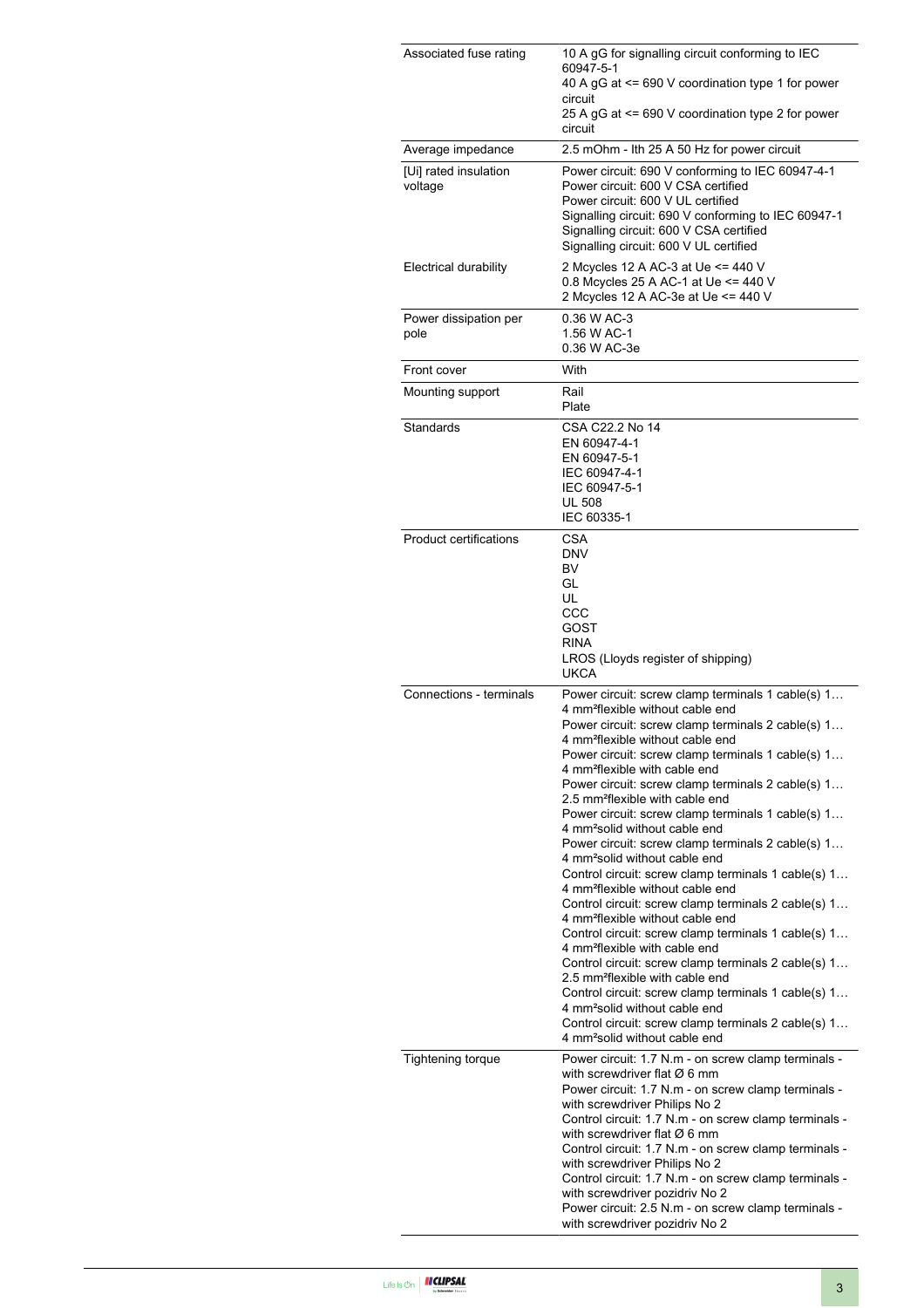| | |
|---|---|
| Associated fuse rating | 10 A gG for signalling circuit conforming to IEC 60947-5-1<br>40 A gG at <= 690 V coordination type 1 for power circuit<br>25 A gG at <= 690 V coordination type 2 for power circuit |
| Average impedance | 2.5 mOhm - Ith 25 A 50 Hz for power circuit |
| [Ui] rated insulation voltage | Power circuit: 690 V conforming to IEC 60947-4-1<br>Power circuit: 600 V CSA certified<br>Power circuit: 600 V UL certified<br>Signalling circuit: 690 V conforming to IEC 60947-1<br>Signalling circuit: 600 V CSA certified<br>Signalling circuit: 600 V UL certified |
| Electrical durability | 2 Mcycles 12 A AC-3 at Ue <= 440 V<br>0.8 Mcycles 25 A AC-1 at Ue <= 440 V<br>2 Mcycles 12 A AC-3e at Ue <= 440 V |
| Power dissipation per pole | 0.36 W AC-3<br>1.56 W AC-1<br>0.36 W AC-3e |
| Front cover | With |
| Mounting support | Rail<br>Plate |
| Standards | CSA C22.2 No 14<br>EN 60947-4-1<br>EN 60947-5-1<br>IEC 60947-4-1<br>IEC 60947-5-1<br>UL 508<br>IEC 60335-1 |
| Product certifications | CSA<br>DNV<br>BV<br>GL<br>UL<br>CCC<br>GOST<br>RINA<br>LROS (Lloyds register of shipping)<br>UKCA |
| Connections - terminals | Power circuit: screw clamp terminals 1 cable(s) 1…4 mm²flexible without cable end<br>Power circuit: screw clamp terminals 2 cable(s) 1…4 mm²flexible without cable end<br>Power circuit: screw clamp terminals 1 cable(s) 1…4 mm²flexible with cable end<br>Power circuit: screw clamp terminals 2 cable(s) 1…2.5 mm²flexible with cable end<br>Power circuit: screw clamp terminals 1 cable(s) 1…4 mm²solid without cable end<br>Power circuit: screw clamp terminals 2 cable(s) 1…4 mm²solid without cable end<br>Control circuit: screw clamp terminals 1 cable(s) 1…4 mm²flexible without cable end<br>Control circuit: screw clamp terminals 2 cable(s) 1…4 mm²flexible without cable end<br>Control circuit: screw clamp terminals 1 cable(s) 1…4 mm²flexible with cable end<br>Control circuit: screw clamp terminals 2 cable(s) 1…2.5 mm²flexible with cable end<br>Control circuit: screw clamp terminals 1 cable(s) 1…4 mm²solid without cable end<br>Control circuit: screw clamp terminals 2 cable(s) 1…4 mm²solid without cable end |
| Tightening torque | Power circuit: 1.7 N.m - on screw clamp terminals - with screwdriver flat Ø 6 mm<br>Power circuit: 1.7 N.m - on screw clamp terminals - with screwdriver Philips No 2<br>Control circuit: 1.7 N.m - on screw clamp terminals - with screwdriver flat Ø 6 mm<br>Control circuit: 1.7 N.m - on screw clamp terminals - with screwdriver Philips No 2<br>Control circuit: 1.7 N.m - on screw clamp terminals - with screwdriver pozidriv No 2<br>Power circuit: 2.5 N.m - on screw clamp terminals - with screwdriver pozidriv No 2 |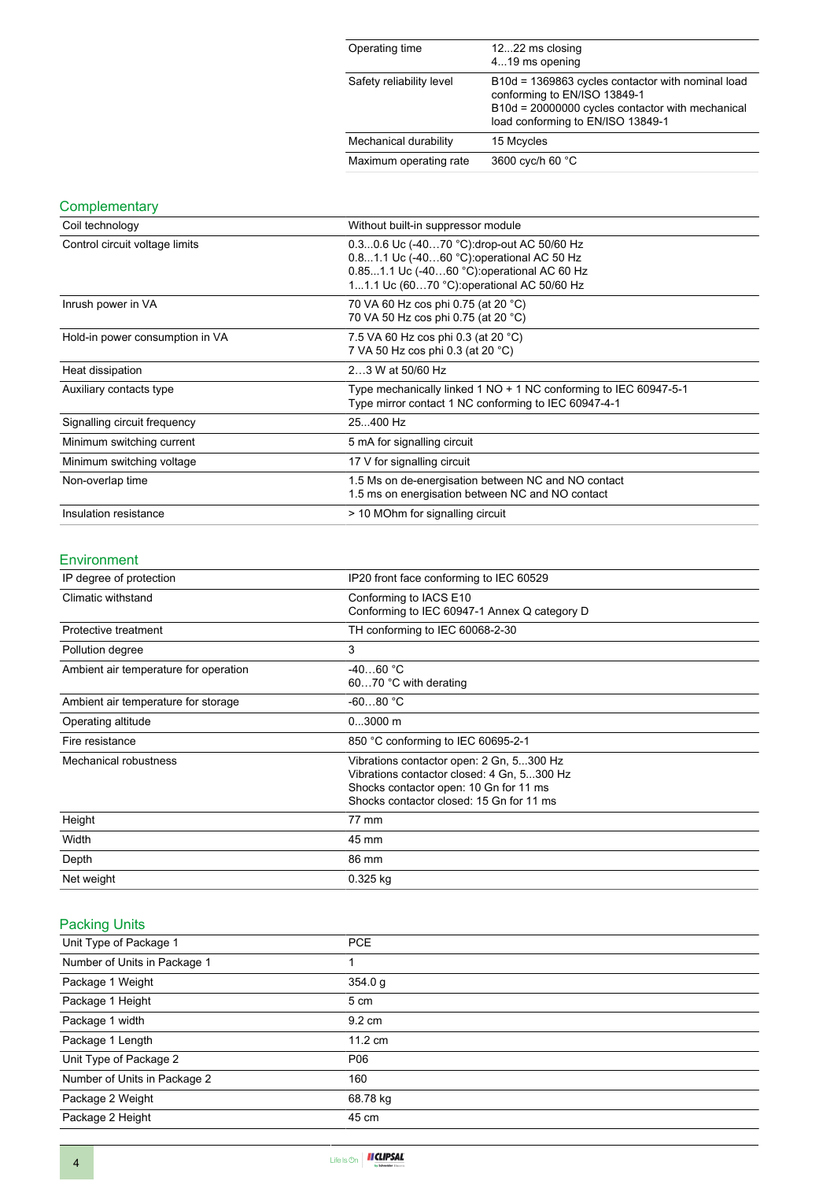| | |
|---|---|
| Operating time | 12...22 ms closing<br>4...19 ms opening |
| Safety reliability level | B10d = 1369863 cycles contactor with nominal load conforming to EN/ISO 13849-1<br>B10d = 20000000 cycles contactor with mechanical load conforming to EN/ISO 13849-1 |
| Mechanical durability | 15 Mcycles |
| Maximum operating rate | 3600 cyc/h 60 °C |

## Complementary

| | |
|---|---|
| Coil technology | Without built-in suppressor module |
| Control circuit voltage limits | 0.3...0.6 Uc (-40…70 °C):drop-out AC 50/60 Hz<br>0.8...1.1 Uc (-40…60 °C):operational AC 50 Hz<br>0.85...1.1 Uc (-40…60 °C):operational AC 60 Hz<br>1...1.1 Uc (60…70 °C):operational AC 50/60 Hz |
| Inrush power in VA | 70 VA 60 Hz cos phi 0.75 (at 20 °C)<br>70 VA 50 Hz cos phi 0.75 (at 20 °C) |
| Hold-in power consumption in VA | 7.5 VA 60 Hz cos phi 0.3 (at 20 °C)<br>7 VA 50 Hz cos phi 0.3 (at 20 °C) |
| Heat dissipation | 2…3 W at 50/60 Hz |
| Auxiliary contacts type | Type mechanically linked 1 NO + 1 NC conforming to IEC 60947-5-1<br>Type mirror contact 1 NC conforming to IEC 60947-4-1 |
| Signalling circuit frequency | 25...400 Hz |
| Minimum switching current | 5 mA for signalling circuit |
| Minimum switching voltage | 17 V for signalling circuit |
| Non-overlap time | 1.5 Ms on de-energisation between NC and NO contact<br>1.5 ms on energisation between NC and NO contact |
| Insulation resistance | > 10 MOhm for signalling circuit |

## Environment

| | |
|---|---|
| IP degree of protection | IP20 front face conforming to IEC 60529 |
| Climatic withstand | Conforming to IACS E10<br>Conforming to IEC 60947-1 Annex Q category D |
| Protective treatment | TH conforming to IEC 60068-2-30 |
| Pollution degree | 3 |
| Ambient air temperature for operation | -40…60 °C<br>60…70 °C with derating |
| Ambient air temperature for storage | -60...80 °C |
| Operating altitude | 0...3000 m |
| Fire resistance | 850 °C conforming to IEC 60695-2-1 |
| Mechanical robustness | Vibrations contactor open: 2 Gn, 5...300 Hz<br>Vibrations contactor closed: 4 Gn, 5...300 Hz<br>Shocks contactor open: 10 Gn for 11 ms<br>Shocks contactor closed: 15 Gn for 11 ms |
| Height | 77 mm |
| Width | 45 mm |
| Depth | 86 mm |
| Net weight | 0.325 kg |

## Packing Units

| | |
|---|---|
| Unit Type of Package 1 | PCE |
| Number of Units in Package 1 | 1 |
| Package 1 Weight | 354.0 g |
| Package 1 Height | 5 cm |
| Package 1 width | 9.2 cm |
| Package 1 Length | 11.2 cm |
| Unit Type of Package 2 | P06 |
| Number of Units in Package 2 | 160 |
| Package 2 Weight | 68.78 kg |
| Package 2 Height | 45 cm |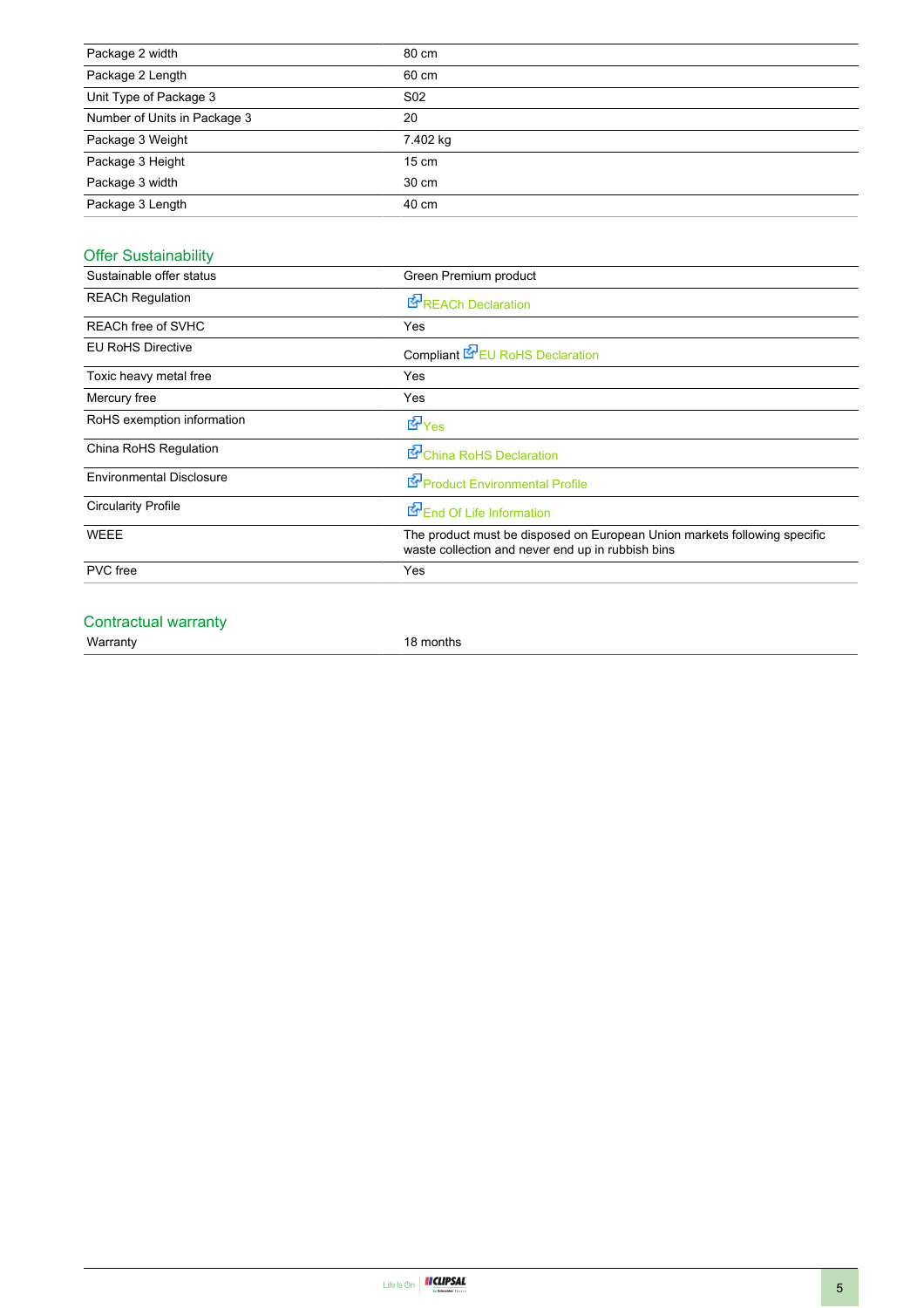| | |
|---|---|
| Package 2 width | 80 cm |
| Package 2 Length | 60 cm |
| Unit Type of Package 3 | S02 |
| Number of Units in Package 3 | 20 |
| Package 3 Weight | 7.402 kg |
| Package 3 Height | 15 cm |
| Package 3 width | 30 cm |
| Package 3 Length | 40 cm |

## Offer Sustainability

| | |
|---|---|
| Sustainable offer status | Green Premium product |
| REACh Regulation | REACh Declaration |
| REACh free of SVHC | Yes |
| EU RoHS Directive | Compliant EU RoHS Declaration |
| Toxic heavy metal free | Yes |
| Mercury free | Yes |
| RoHS exemption information | Yes |
| China RoHS Regulation | China RoHS Declaration |
| Environmental Disclosure | Product Environmental Profile |
| Circularity Profile | End Of Life Information |
| WEEE | The product must be disposed on European Union markets following specific waste collection and never end up in rubbish bins |
| PVC free | Yes |

## Contractual warranty

| | |
|---|---|
| Warranty | 18 months |